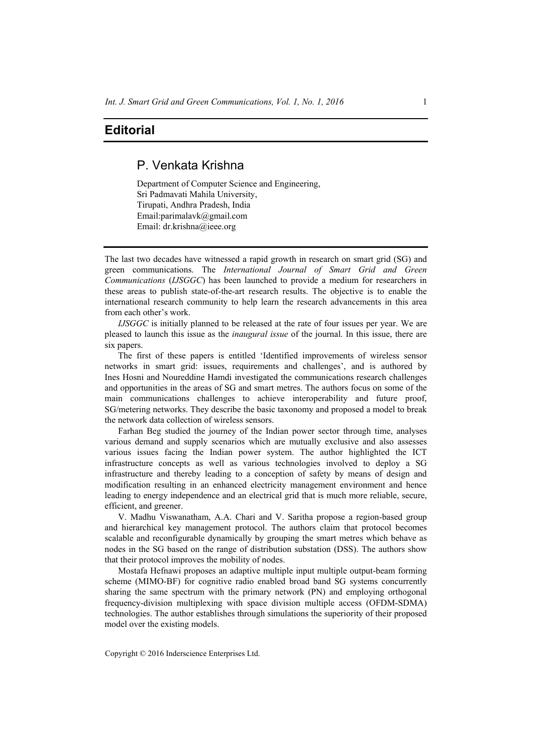# Editorial

## P. Venkata Krishna

Department of Computer Science and Engineering,
Sri Padmavati Mahila University,
Tirupati, Andhra Pradesh, India
Email:parimalavk@gmail.com
Email: dr.krishna@ieee.org

The last two decades have witnessed a rapid growth in research on smart grid (SG) and green communications. The *International Journal of Smart Grid and Green Communications* (*IJSGGC*) has been launched to provide a medium for researchers in these areas to publish state-of-the-art research results. The objective is to enable the international research community to help learn the research advancements in this area from each other's work.

*IJSGGC* is initially planned to be released at the rate of four issues per year. We are pleased to launch this issue as the *inaugural issue* of the journal. In this issue, there are six papers.

The first of these papers is entitled 'Identified improvements of wireless sensor networks in smart grid: issues, requirements and challenges', and is authored by Ines Hosni and Noureddine Hamdi investigated the communications research challenges and opportunities in the areas of SG and smart metres. The authors focus on some of the main communications challenges to achieve interoperability and future proof, SG/metering networks. They describe the basic taxonomy and proposed a model to break the network data collection of wireless sensors.

Farhan Beg studied the journey of the Indian power sector through time, analyses various demand and supply scenarios which are mutually exclusive and also assesses various issues facing the Indian power system. The author highlighted the ICT infrastructure concepts as well as various technologies involved to deploy a SG infrastructure and thereby leading to a conception of safety by means of design and modification resulting in an enhanced electricity management environment and hence leading to energy independence and an electrical grid that is much more reliable, secure, efficient, and greener.

V. Madhu Viswanatham, A.A. Chari and V. Saritha propose a region-based group and hierarchical key management protocol. The authors claim that protocol becomes scalable and reconfigurable dynamically by grouping the smart metres which behave as nodes in the SG based on the range of distribution substation (DSS). The authors show that their protocol improves the mobility of nodes.

Mostafa Hefnawi proposes an adaptive multiple input multiple output-beam forming scheme (MIMO-BF) for cognitive radio enabled broad band SG systems concurrently sharing the same spectrum with the primary network (PN) and employing orthogonal frequency-division multiplexing with space division multiple access (OFDM-SDMA) technologies. The author establishes through simulations the superiority of their proposed model over the existing models.

Copyright © 2016 Inderscience Enterprises Ltd.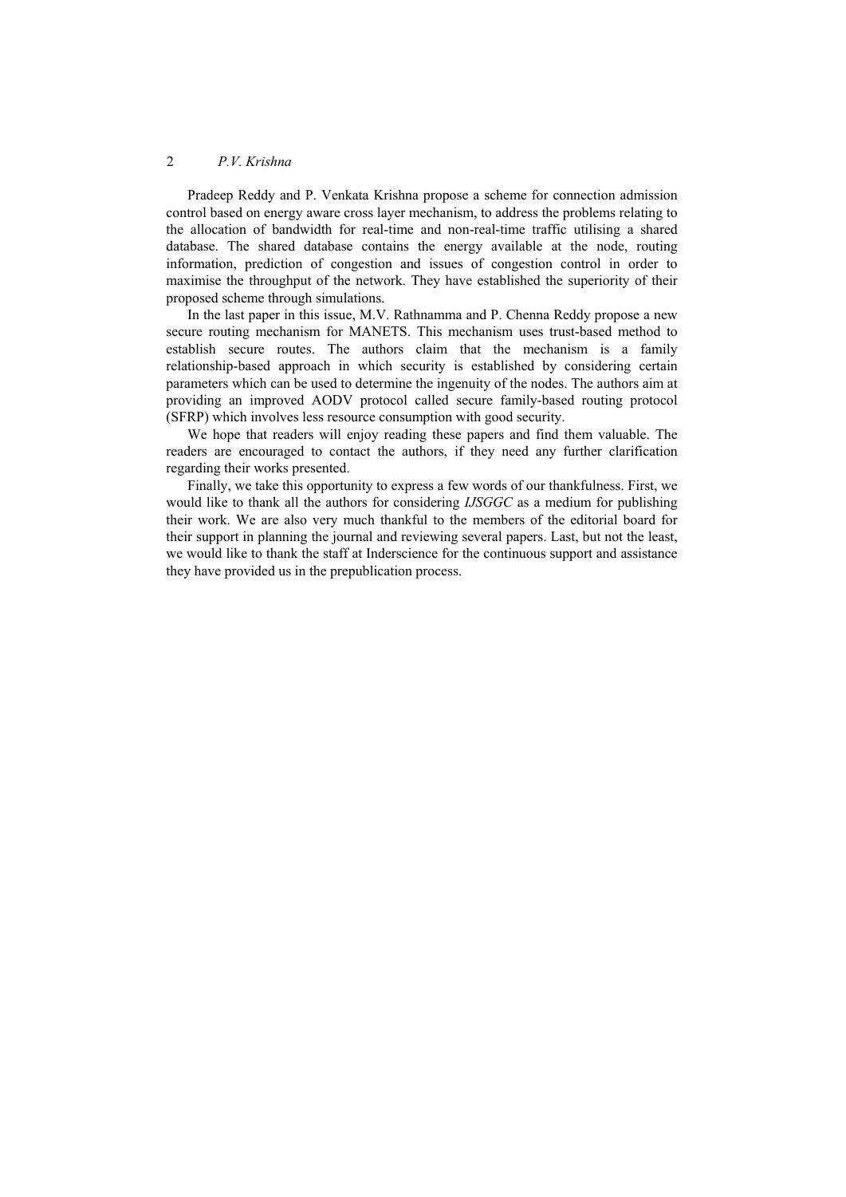Pradeep Reddy and P. Venkata Krishna propose a scheme for connection admission control based on energy aware cross layer mechanism, to address the problems relating to the allocation of bandwidth for real-time and non-real-time traffic utilising a shared database. The shared database contains the energy available at the node, routing information, prediction of congestion and issues of congestion control in order to maximise the throughput of the network. They have established the superiority of their proposed scheme through simulations.

In the last paper in this issue, M.V. Rathnamma and P. Chenna Reddy propose a new secure routing mechanism for MANETS. This mechanism uses trust-based method to establish secure routes. The authors claim that the mechanism is a family relationship-based approach in which security is established by considering certain parameters which can be used to determine the ingenuity of the nodes. The authors aim at providing an improved AODV protocol called secure family-based routing protocol (SFRP) which involves less resource consumption with good security.

We hope that readers will enjoy reading these papers and find them valuable. The readers are encouraged to contact the authors, if they need any further clarification regarding their works presented.

Finally, we take this opportunity to express a few words of our thankfulness. First, we would like to thank all the authors for considering *IJSGGC* as a medium for publishing their work. We are also very much thankful to the members of the editorial board for their support in planning the journal and reviewing several papers. Last, but not the least, we would like to thank the staff at Inderscience for the continuous support and assistance they have provided us in the prepublication process.